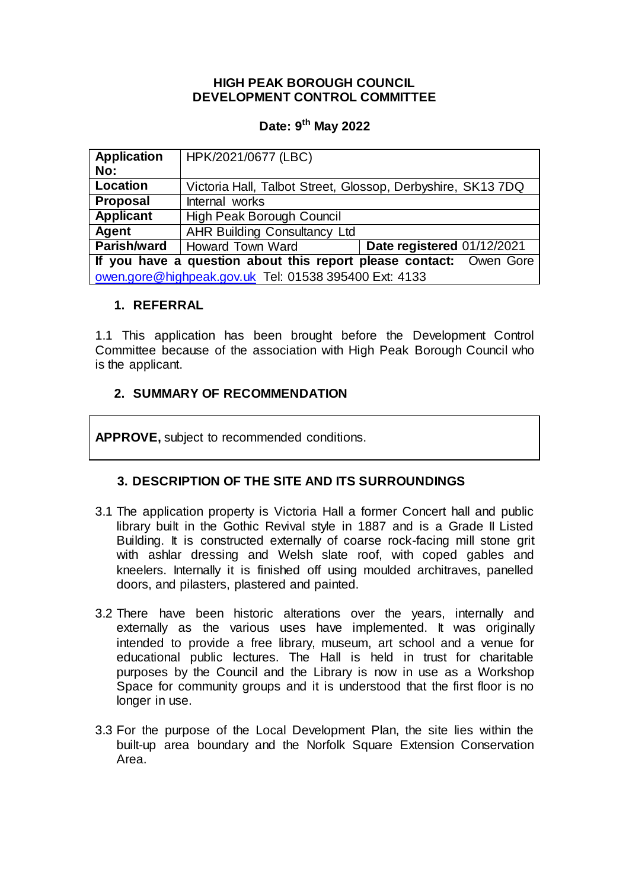**HIGH PEAK BOROUGH COUNCIL**
**DEVELOPMENT CONTROL COMMITTEE**

**Date: 9th May 2022**

| **Application No:** | HPK/2021/0677 (LBC) | |
|---|---|---|
| **Location** | Victoria Hall, Talbot Street, Glossop, Derbyshire, SK13 7DQ | |
| **Proposal** | Internal works | |
| **Applicant** | High Peak Borough Council | |
| **Agent** | AHR Building Consultancy Ltd | |
| **Parish/ward** | Howard Town Ward | **Date registered** 01/12/2021 |
| **If you have a question about this report please contact:** Owen Gore owen.gore@highpeak.gov.uk Tel: 01538 395400 Ext: 4133 | | |

## 1. REFERRAL

1.1 This application has been brought before the Development Control Committee because of the association with High Peak Borough Council who is the applicant.

## 2. SUMMARY OF RECOMMENDATION

**APPROVE,** subject to recommended conditions.

## 3. DESCRIPTION OF THE SITE AND ITS SURROUNDINGS

3.1 The application property is Victoria Hall a former Concert hall and public library built in the Gothic Revival style in 1887 and is a Grade II Listed Building. It is constructed externally of coarse rock-facing mill stone grit with ashlar dressing and Welsh slate roof, with coped gables and kneelers. Internally it is finished off using moulded architraves, panelled doors, and pilasters, plastered and painted.

3.2 There have been historic alterations over the years, internally and externally as the various uses have implemented. It was originally intended to provide a free library, museum, art school and a venue for educational public lectures. The Hall is held in trust for charitable purposes by the Council and the Library is now in use as a Workshop Space for community groups and it is understood that the first floor is no longer in use.

3.3 For the purpose of the Local Development Plan, the site lies within the built-up area boundary and the Norfolk Square Extension Conservation Area.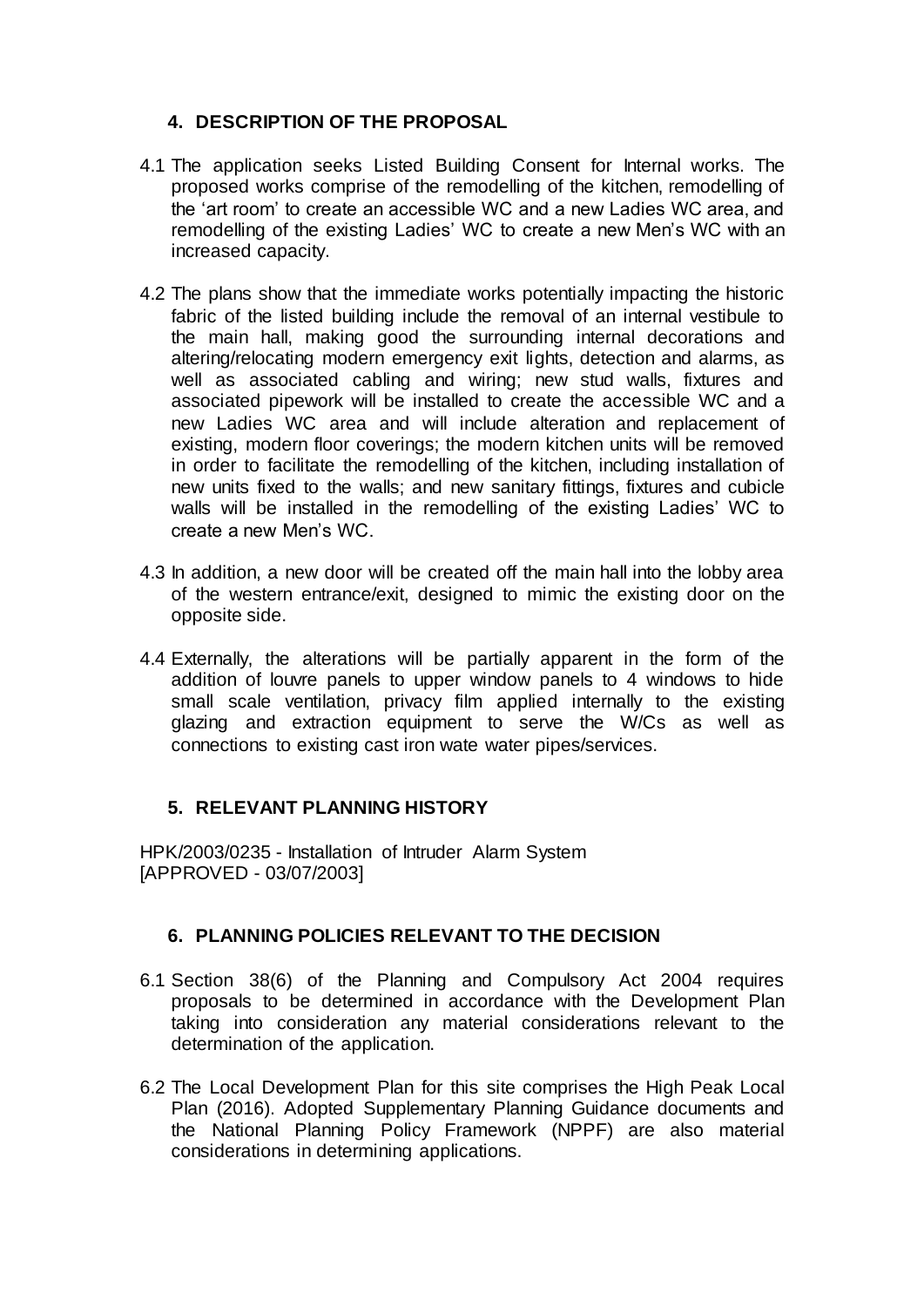## 4. DESCRIPTION OF THE PROPOSAL

4.1 The application seeks Listed Building Consent for Internal works. The proposed works comprise of the remodelling of the kitchen, remodelling of the 'art room' to create an accessible WC and a new Ladies WC area, and remodelling of the existing Ladies' WC to create a new Men's WC with an increased capacity.

4.2 The plans show that the immediate works potentially impacting the historic fabric of the listed building include the removal of an internal vestibule to the main hall, making good the surrounding internal decorations and altering/relocating modern emergency exit lights, detection and alarms, as well as associated cabling and wiring; new stud walls, fixtures and associated pipework will be installed to create the accessible WC and a new Ladies WC area and will include alteration and replacement of existing, modern floor coverings; the modern kitchen units will be removed in order to facilitate the remodelling of the kitchen, including installation of new units fixed to the walls; and new sanitary fittings, fixtures and cubicle walls will be installed in the remodelling of the existing Ladies' WC to create a new Men's WC.

4.3 In addition, a new door will be created off the main hall into the lobby area of the western entrance/exit, designed to mimic the existing door on the opposite side.

4.4 Externally, the alterations will be partially apparent in the form of the addition of louvre panels to upper window panels to 4 windows to hide small scale ventilation, privacy film applied internally to the existing glazing and extraction equipment to serve the W/Cs as well as connections to existing cast iron wate water pipes/services.

## 5. RELEVANT PLANNING HISTORY

HPK/2003/0235 - Installation of Intruder Alarm System
[APPROVED - 03/07/2003]

## 6. PLANNING POLICIES RELEVANT TO THE DECISION

6.1 Section 38(6) of the Planning and Compulsory Act 2004 requires proposals to be determined in accordance with the Development Plan taking into consideration any material considerations relevant to the determination of the application.

6.2 The Local Development Plan for this site comprises the High Peak Local Plan (2016). Adopted Supplementary Planning Guidance documents and the National Planning Policy Framework (NPPF) are also material considerations in determining applications.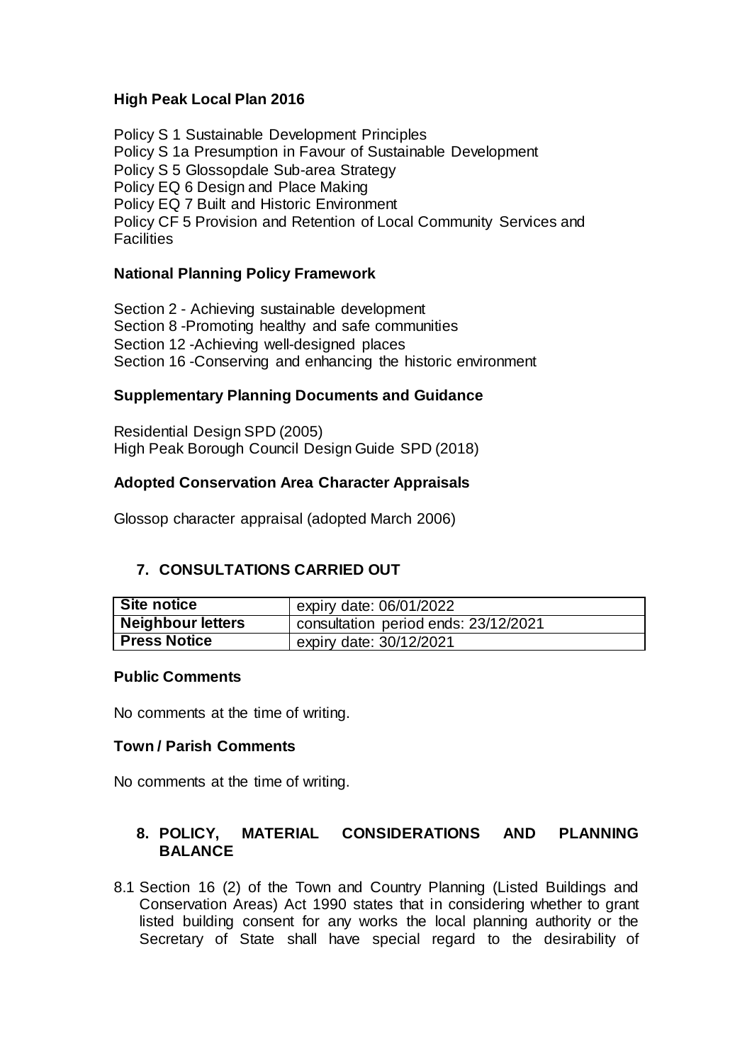**High Peak Local Plan 2016**

Policy S 1 Sustainable Development Principles
Policy S 1a Presumption in Favour of Sustainable Development
Policy S 5 Glossopdale Sub-area Strategy
Policy EQ 6 Design and Place Making
Policy EQ 7 Built and Historic Environment
Policy CF 5 Provision and Retention of Local Community Services and Facilities

**National Planning Policy Framework**

Section 2 - Achieving sustainable development
Section 8 -Promoting healthy and safe communities
Section 12 -Achieving well-designed places
Section 16 -Conserving and enhancing the historic environment

**Supplementary Planning Documents and Guidance**

Residential Design SPD (2005)
High Peak Borough Council Design Guide SPD (2018)

**Adopted Conservation Area Character Appraisals**

Glossop character appraisal (adopted March 2006)

## 7. CONSULTATIONS CARRIED OUT

| | |
|---|---|
| **Site notice** | expiry date: 06/01/2022 |
| **Neighbour letters** | consultation period ends: 23/12/2021 |
| **Press Notice** | expiry date: 30/12/2021 |

**Public Comments**

No comments at the time of writing.

**Town / Parish Comments**

No comments at the time of writing.

## 8. POLICY, MATERIAL CONSIDERATIONS AND PLANNING BALANCE

8.1 Section 16 (2) of the Town and Country Planning (Listed Buildings and Conservation Areas) Act 1990 states that in considering whether to grant listed building consent for any works the local planning authority or the Secretary of State shall have special regard to the desirability of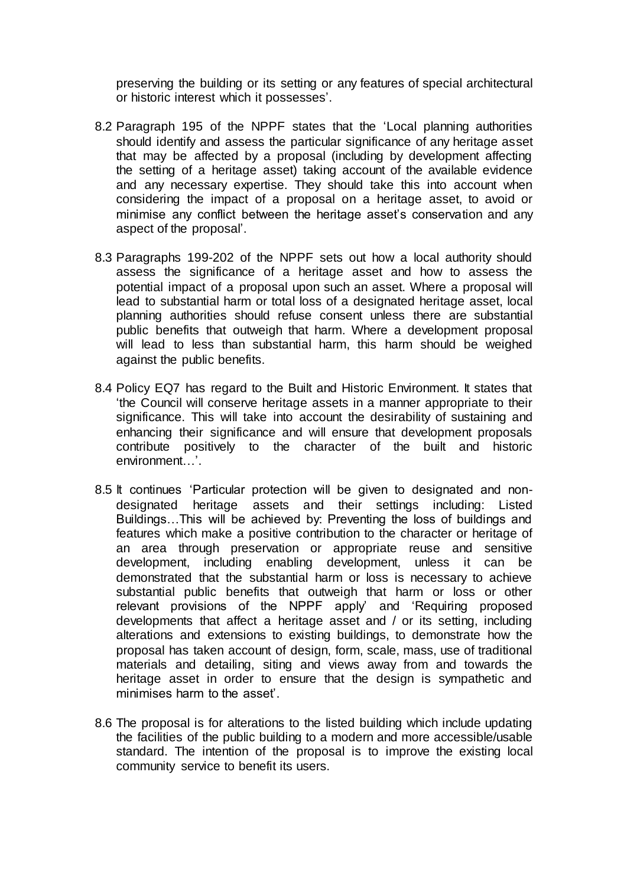preserving the building or its setting or any features of special architectural or historic interest which it possesses'.

8.2 Paragraph 195 of the NPPF states that the 'Local planning authorities should identify and assess the particular significance of any heritage asset that may be affected by a proposal (including by development affecting the setting of a heritage asset) taking account of the available evidence and any necessary expertise. They should take this into account when considering the impact of a proposal on a heritage asset, to avoid or minimise any conflict between the heritage asset's conservation and any aspect of the proposal'.

8.3 Paragraphs 199-202 of the NPPF sets out how a local authority should assess the significance of a heritage asset and how to assess the potential impact of a proposal upon such an asset. Where a proposal will lead to substantial harm or total loss of a designated heritage asset, local planning authorities should refuse consent unless there are substantial public benefits that outweigh that harm. Where a development proposal will lead to less than substantial harm, this harm should be weighed against the public benefits.

8.4 Policy EQ7 has regard to the Built and Historic Environment. It states that 'the Council will conserve heritage assets in a manner appropriate to their significance. This will take into account the desirability of sustaining and enhancing their significance and will ensure that development proposals contribute positively to the character of the built and historic environment…'.

8.5 It continues 'Particular protection will be given to designated and non-designated heritage assets and their settings including: Listed Buildings…This will be achieved by: Preventing the loss of buildings and features which make a positive contribution to the character or heritage of an area through preservation or appropriate reuse and sensitive development, including enabling development, unless it can be demonstrated that the substantial harm or loss is necessary to achieve substantial public benefits that outweigh that harm or loss or other relevant provisions of the NPPF apply' and 'Requiring proposed developments that affect a heritage asset and / or its setting, including alterations and extensions to existing buildings, to demonstrate how the proposal has taken account of design, form, scale, mass, use of traditional materials and detailing, siting and views away from and towards the heritage asset in order to ensure that the design is sympathetic and minimises harm to the asset'.

8.6 The proposal is for alterations to the listed building which include updating the facilities of the public building to a modern and more accessible/usable standard. The intention of the proposal is to improve the existing local community service to benefit its users.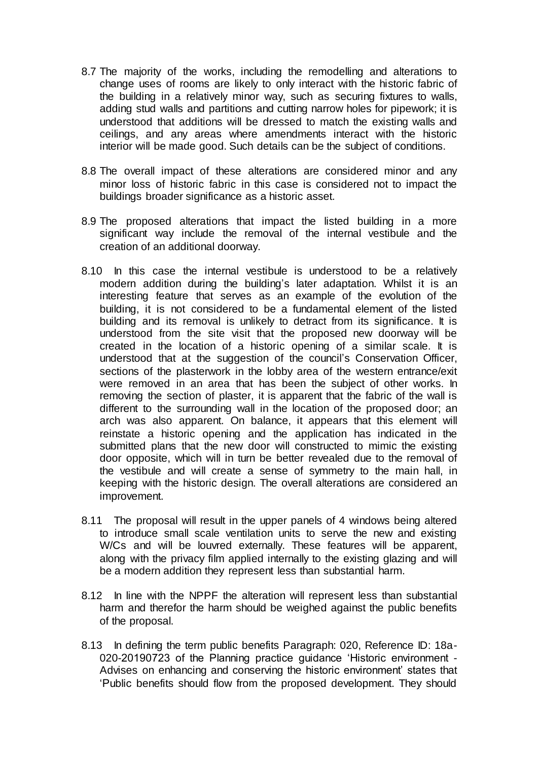8.7 The majority of the works, including the remodelling and alterations to change uses of rooms are likely to only interact with the historic fabric of the building in a relatively minor way, such as securing fixtures to walls, adding stud walls and partitions and cutting narrow holes for pipework; it is understood that additions will be dressed to match the existing walls and ceilings, and any areas where amendments interact with the historic interior will be made good. Such details can be the subject of conditions.

8.8 The overall impact of these alterations are considered minor and any minor loss of historic fabric in this case is considered not to impact the buildings broader significance as a historic asset.

8.9 The proposed alterations that impact the listed building in a more significant way include the removal of the internal vestibule and the creation of an additional doorway.

8.10 In this case the internal vestibule is understood to be a relatively modern addition during the building's later adaptation. Whilst it is an interesting feature that serves as an example of the evolution of the building, it is not considered to be a fundamental element of the listed building and its removal is unlikely to detract from its significance. It is understood from the site visit that the proposed new doorway will be created in the location of a historic opening of a similar scale. It is understood that at the suggestion of the council's Conservation Officer, sections of the plasterwork in the lobby area of the western entrance/exit were removed in an area that has been the subject of other works. In removing the section of plaster, it is apparent that the fabric of the wall is different to the surrounding wall in the location of the proposed door; an arch was also apparent. On balance, it appears that this element will reinstate a historic opening and the application has indicated in the submitted plans that the new door will constructed to mimic the existing door opposite, which will in turn be better revealed due to the removal of the vestibule and will create a sense of symmetry to the main hall, in keeping with the historic design. The overall alterations are considered an improvement.

8.11 The proposal will result in the upper panels of 4 windows being altered to introduce small scale ventilation units to serve the new and existing W/Cs and will be louvred externally. These features will be apparent, along with the privacy film applied internally to the existing glazing and will be a modern addition they represent less than substantial harm.

8.12 In line with the NPPF the alteration will represent less than substantial harm and therefor the harm should be weighed against the public benefits of the proposal.

8.13 In defining the term public benefits Paragraph: 020, Reference ID: 18a-020-20190723 of the Planning practice guidance 'Historic environment - Advises on enhancing and conserving the historic environment' states that 'Public benefits should flow from the proposed development. They should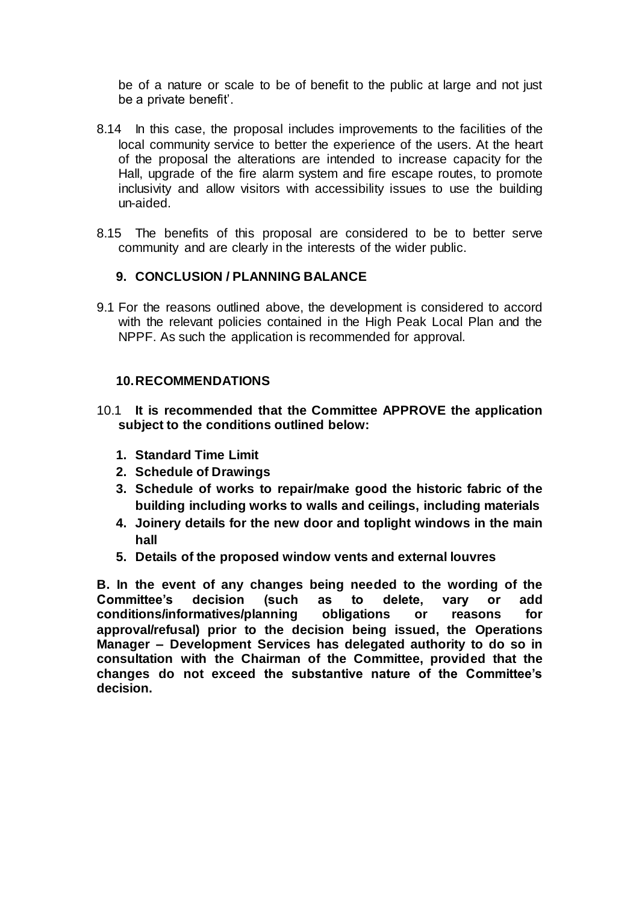be of a nature or scale to be of benefit to the public at large and not just be a private benefit'.

8.14 In this case, the proposal includes improvements to the facilities of the local community service to better the experience of the users. At the heart of the proposal the alterations are intended to increase capacity for the Hall, upgrade of the fire alarm system and fire escape routes, to promote inclusivity and allow visitors with accessibility issues to use the building un-aided.

8.15 The benefits of this proposal are considered to be to better serve community and are clearly in the interests of the wider public.

## 9. CONCLUSION / PLANNING BALANCE

9.1 For the reasons outlined above, the development is considered to accord with the relevant policies contained in the High Peak Local Plan and the NPPF. As such the application is recommended for approval.

## 10. RECOMMENDATIONS

10.1 **It is recommended that the Committee APPROVE the application subject to the conditions outlined below:**

1. **Standard Time Limit**
2. **Schedule of Drawings**
3. **Schedule of works to repair/make good the historic fabric of the building including works to walls and ceilings, including materials**
4. **Joinery details for the new door and toplight windows in the main hall**
5. **Details of the proposed window vents and external louvres**

**B. In the event of any changes being needed to the wording of the Committee's decision (such as to delete, vary or add conditions/informatives/planning obligations or reasons for approval/refusal) prior to the decision being issued, the Operations Manager – Development Services has delegated authority to do so in consultation with the Chairman of the Committee, provided that the changes do not exceed the substantive nature of the Committee's decision.**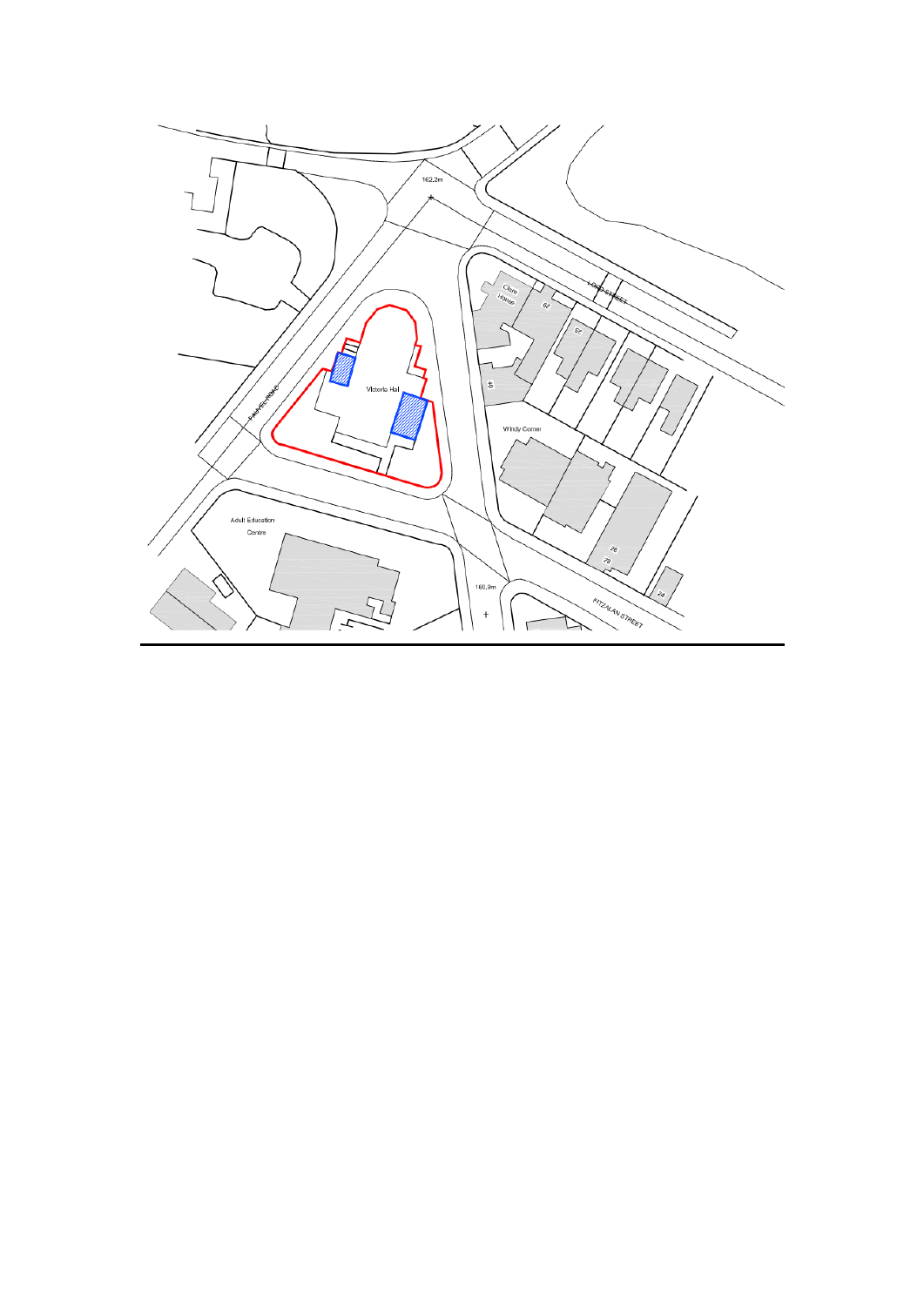162.2m

Clare House

62

52

48

LORD STREET

Victoria Hall

Windy Corner

FAUVEL ROAD

Adult Education Centre

26

28

24

160.9m

FITZALAN STREET